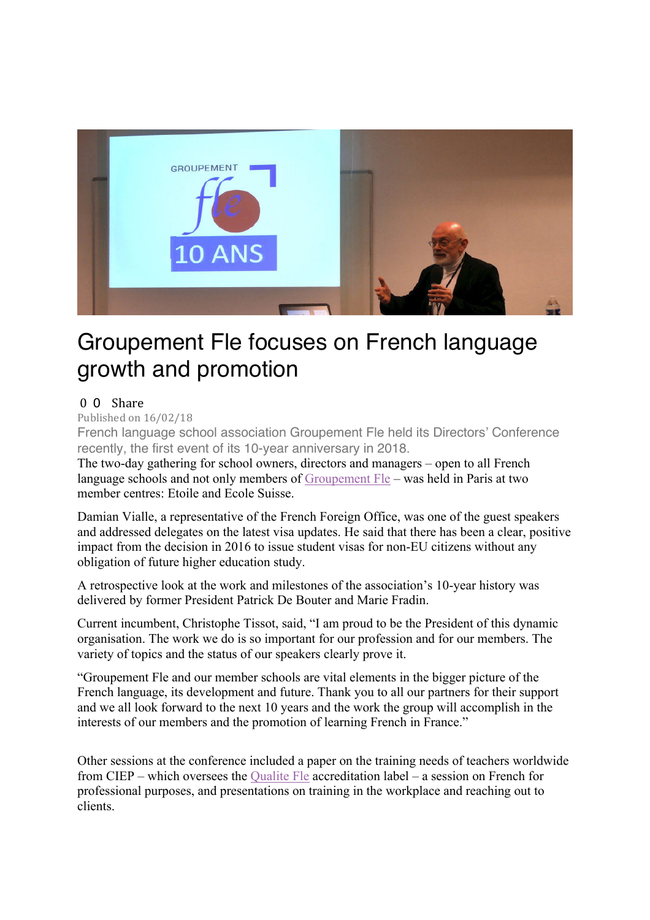# Groupement Fle focuses on French language growth and promotion

0 0 Share

Published on 16/02/18

French language school association Groupement Fle held its Directors' Conference recently, the first event of its 10-year anniversary in 2018.

The two-day gathering for school owners, directors and managers – open to all French language schools and not only members of Groupement Fle – was held in Paris at two member centres: Etoile and Ecole Suisse.

Damian Vialle, a representative of the French Foreign Office, was one of the guest speakers and addressed delegates on the latest visa updates. He said that there has been a clear, positive impact from the decision in 2016 to issue student visas for non-EU citizens without any obligation of future higher education study.

A retrospective look at the work and milestones of the association's 10-year history was delivered by former President Patrick De Bouter and Marie Fradin.

Current incumbent, Christophe Tissot, said, "I am proud to be the President of this dynamic organisation. The work we do is so important for our profession and for our members. The variety of topics and the status of our speakers clearly prove it.

"Groupement Fle and our member schools are vital elements in the bigger picture of the French language, its development and future. Thank you to all our partners for their support and we all look forward to the next 10 years and the work the group will accomplish in the interests of our members and the promotion of learning French in France."

Other sessions at the conference included a paper on the training needs of teachers worldwide from CIEP – which oversees the Qualite Fle accreditation label – a session on French for professional purposes, and presentations on training in the workplace and reaching out to clients.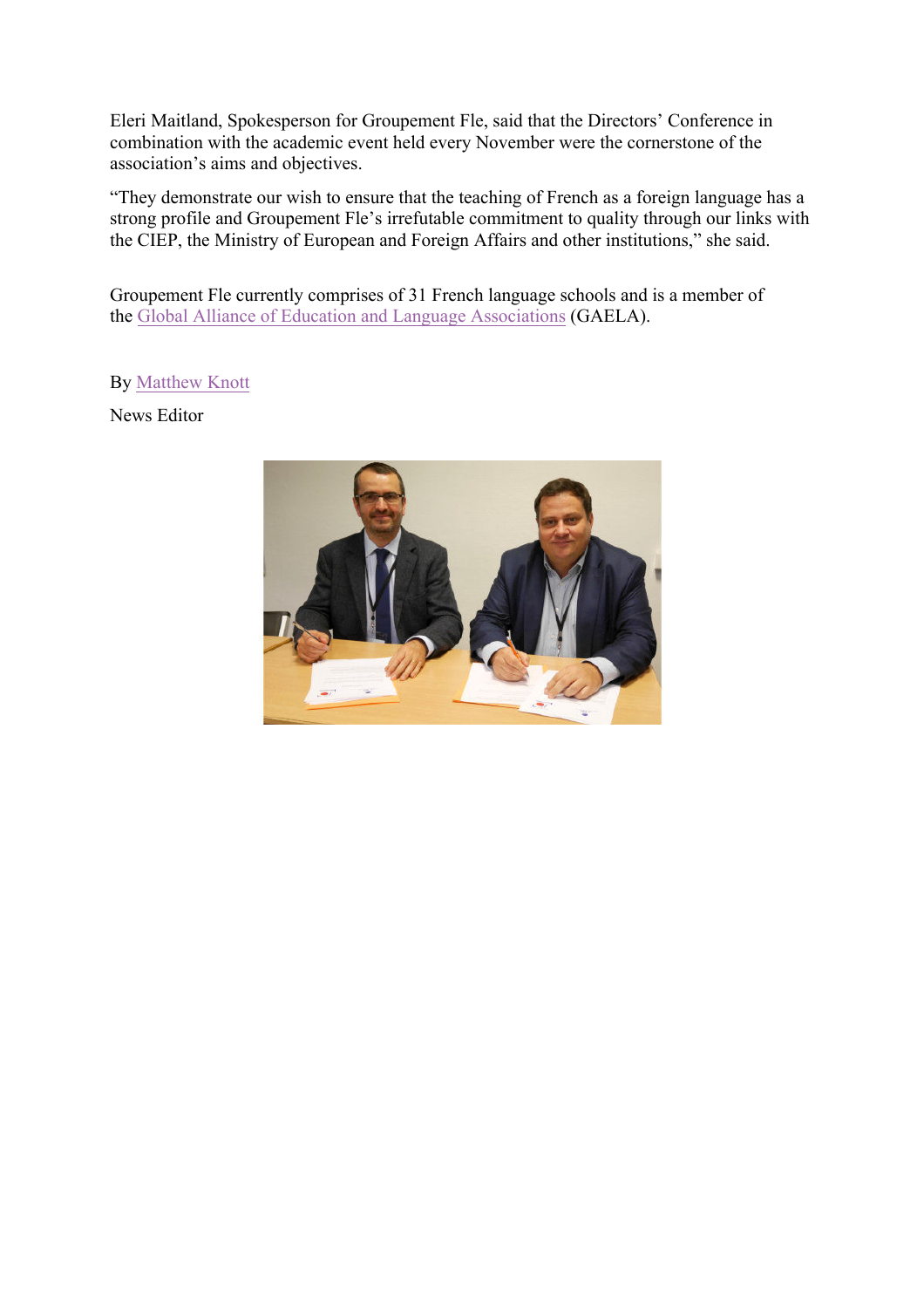Eleri Maitland, Spokesperson for Groupement Fle, said that the Directors' Conference in combination with the academic event held every November were the cornerstone of the association's aims and objectives.

"They demonstrate our wish to ensure that the teaching of French as a foreign language has a strong profile and Groupement Fle's irrefutable commitment to quality through our links with the CIEP, the Ministry of European and Foreign Affairs and other institutions," she said.

Groupement Fle currently comprises of 31 French language schools and is a member of the Global Alliance of Education and Language Associations (GAELA).

By Matthew Knott

News Editor